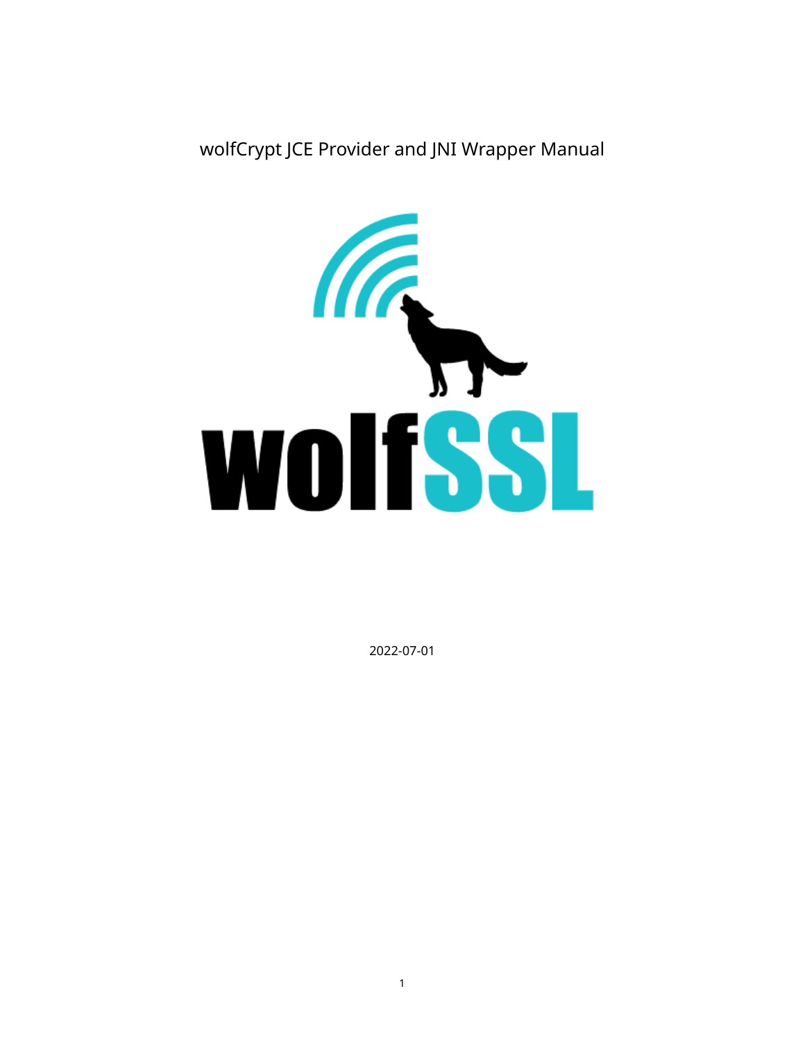# wolfCrypt JCE Provider and JNI Wrapper Manual

wolfSSL

2022-07-01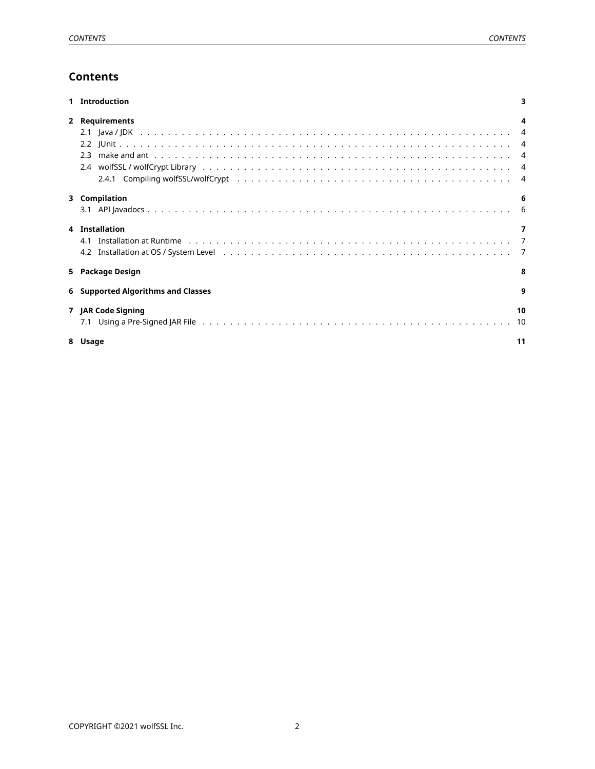# Contents

1 Introduction 3

2 Requirements 4
- 2.1 Java / JDK 4
- 2.2 JUnit 4
- 2.3 make and ant 4
- 2.4 wolfSSL / wolfCrypt Library 4
  - 2.4.1 Compiling wolfSSL/wolfCrypt 4

3 Compilation 6
- 3.1 API Javadocs 6

4 Installation 7
- 4.1 Installation at Runtime 7
- 4.2 Installation at OS / System Level 7

5 Package Design 8

6 Supported Algorithms and Classes 9

7 JAR Code Signing 10
- 7.1 Using a Pre-Signed JAR File 10

8 Usage 11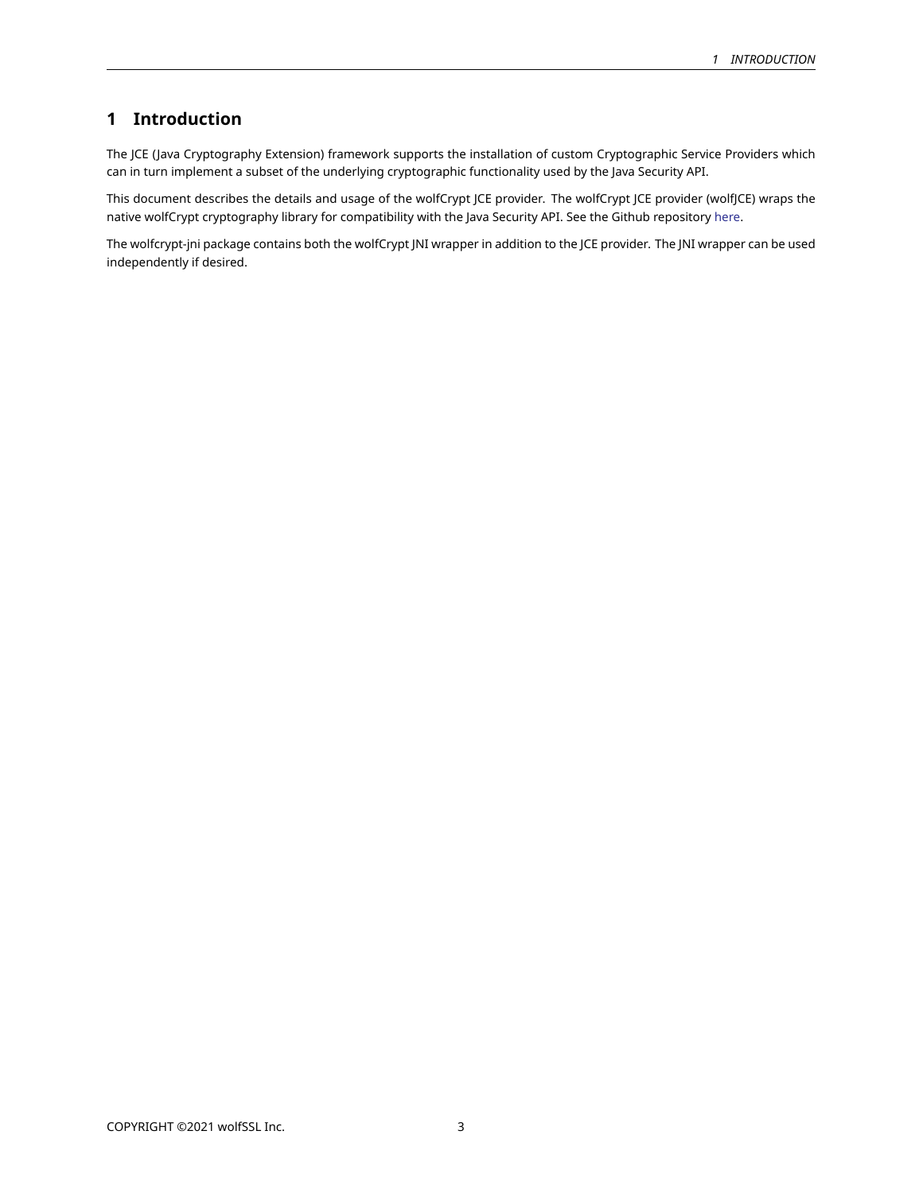# 1 Introduction

The JCE (Java Cryptography Extension) framework supports the installation of custom Cryptographic Service Providers which can in turn implement a subset of the underlying cryptographic functionality used by the Java Security API.

This document describes the details and usage of the wolfCrypt JCE provider. The wolfCrypt JCE provider (wolfJCE) wraps the native wolfCrypt cryptography library for compatibility with the Java Security API. See the Github repository here.

The wolfcrypt-jni package contains both the wolfCrypt JNI wrapper in addition to the JCE provider. The JNI wrapper can be used independently if desired.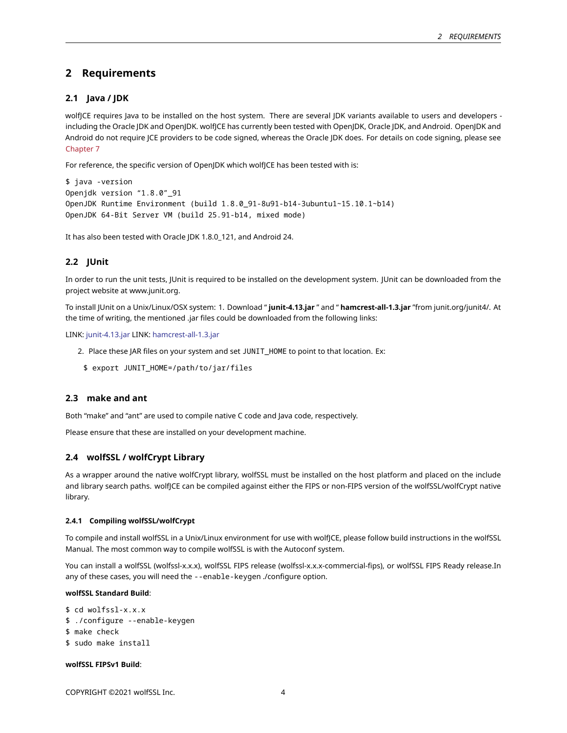# 2 Requirements

## 2.1 Java / JDK

wolfJCE requires Java to be installed on the host system. There are several JDK variants available to users and developers - including the Oracle JDK and OpenJDK. wolfJCE has currently been tested with OpenJDK, Oracle JDK, and Android. OpenJDK and Android do not require JCE providers to be code signed, whereas the Oracle JDK does. For details on code signing, please see Chapter 7

For reference, the specific version of OpenJDK which wolfJCE has been tested with is:

```
$ java -version
Openjdk version “1.8.0”_91
OpenJDK Runtime Environment (build 1.8.0_91-8u91-b14-3ubuntu1~15.10.1~b14)
OpenJDK 64-Bit Server VM (build 25.91-b14, mixed mode)
```

It has also been tested with Oracle JDK 1.8.0_121, and Android 24.

## 2.2 JUnit

In order to run the unit tests, JUnit is required to be installed on the development system. JUnit can be downloaded from the project website at www.junit.org.

To install JUnit on a Unix/Linux/OSX system: 1. Download “ **junit-4.13.jar** ” and “ **hamcrest-all-1.3.jar** ”from junit.org/junit4/. At the time of writing, the mentioned .jar files could be downloaded from the following links:

LINK: junit-4.13.jar LINK: hamcrest-all-1.3.jar

2. Place these JAR files on your system and set JUNIT_HOME to point to that location. Ex:

   ```
   $ export JUNIT_HOME=/path/to/jar/files
   ```

## 2.3 make and ant

Both “make” and “ant” are used to compile native C code and Java code, respectively.

Please ensure that these are installed on your development machine.

## 2.4 wolfSSL / wolfCrypt Library

As a wrapper around the native wolfCrypt library, wolfSSL must be installed on the host platform and placed on the include and library search paths. wolfJCE can be compiled against either the FIPS or non-FIPS version of the wolfSSL/wolfCrypt native library.

### 2.4.1 Compiling wolfSSL/wolfCrypt

To compile and install wolfSSL in a Unix/Linux environment for use with wolfJCE, please follow build instructions in the wolfSSL Manual. The most common way to compile wolfSSL is with the Autoconf system.

You can install a wolfSSL (wolfssl-x.x.x), wolfSSL FIPS release (wolfssl-x.x.x-commercial-fips), or wolfSSL FIPS Ready release.In any of these cases, you will need the `--enable-keygen` ./configure option.

**wolfSSL Standard Build**:

```
$ cd wolfssl-x.x.x
$ ./configure --enable-keygen
$ make check
$ sudo make install
```

**wolfSSL FIPSv1 Build**: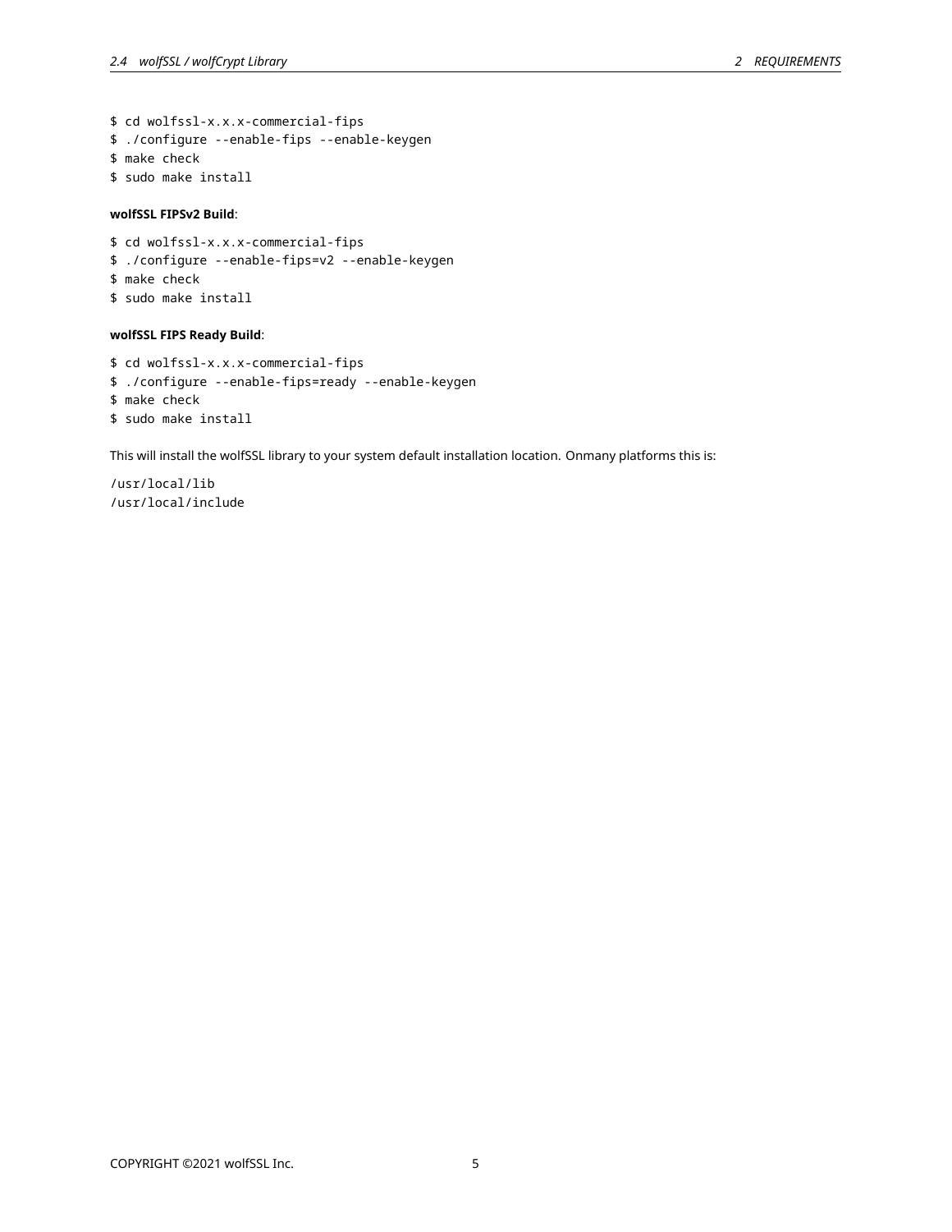```
$ cd wolfssl-x.x.x-commercial-fips
$ ./configure --enable-fips --enable-keygen
$ make check
$ sudo make install
```

**wolfSSL FIPSv2 Build**:

```
$ cd wolfssl-x.x.x-commercial-fips
$ ./configure --enable-fips=v2 --enable-keygen
$ make check
$ sudo make install
```

**wolfSSL FIPS Ready Build**:

```
$ cd wolfssl-x.x.x-commercial-fips
$ ./configure --enable-fips=ready --enable-keygen
$ make check
$ sudo make install
```

This will install the wolfSSL library to your system default installation location. Onmany platforms this is:

```
/usr/local/lib
/usr/local/include
```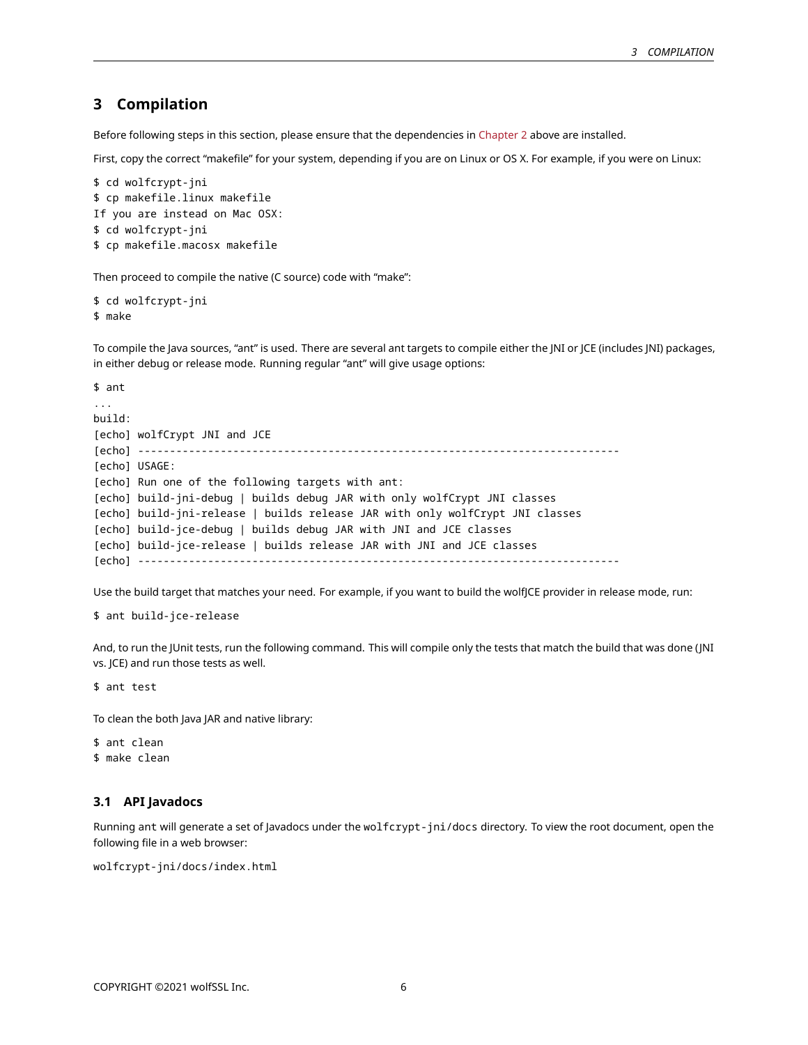# 3 Compilation

Before following steps in this section, please ensure that the dependencies in Chapter 2 above are installed.

First, copy the correct "makefile" for your system, depending if you are on Linux or OS X. For example, if you were on Linux:

```
$ cd wolfcrypt-jni
$ cp makefile.linux makefile
If you are instead on Mac OSX:
$ cd wolfcrypt-jni
$ cp makefile.macosx makefile
```

Then proceed to compile the native (C source) code with "make":

```
$ cd wolfcrypt-jni
$ make
```

To compile the Java sources, "ant" is used. There are several ant targets to compile either the JNI or JCE (includes JNI) packages, in either debug or release mode. Running regular "ant" will give usage options:

```
$ ant
...
build:
[echo] wolfCrypt JNI and JCE
[echo] ----------------------------------------------------------------------------
[echo] USAGE:
[echo] Run one of the following targets with ant:
[echo] build-jni-debug | builds debug JAR with only wolfCrypt JNI classes
[echo] build-jni-release | builds release JAR with only wolfCrypt JNI classes
[echo] build-jce-debug | builds debug JAR with JNI and JCE classes
[echo] build-jce-release | builds release JAR with JNI and JCE classes
[echo] ----------------------------------------------------------------------------
```

Use the build target that matches your need. For example, if you want to build the wolfJCE provider in release mode, run:

```
$ ant build-jce-release
```

And, to run the JUnit tests, run the following command. This will compile only the tests that match the build that was done (JNI vs. JCE) and run those tests as well.

```
$ ant test
```

To clean the both Java JAR and native library:

```
$ ant clean
$ make clean
```

## 3.1 API Javadocs

Running `ant` will generate a set of Javadocs under the `wolfcrypt-jni/docs` directory. To view the root document, open the following file in a web browser:

```
wolfcrypt-jni/docs/index.html
```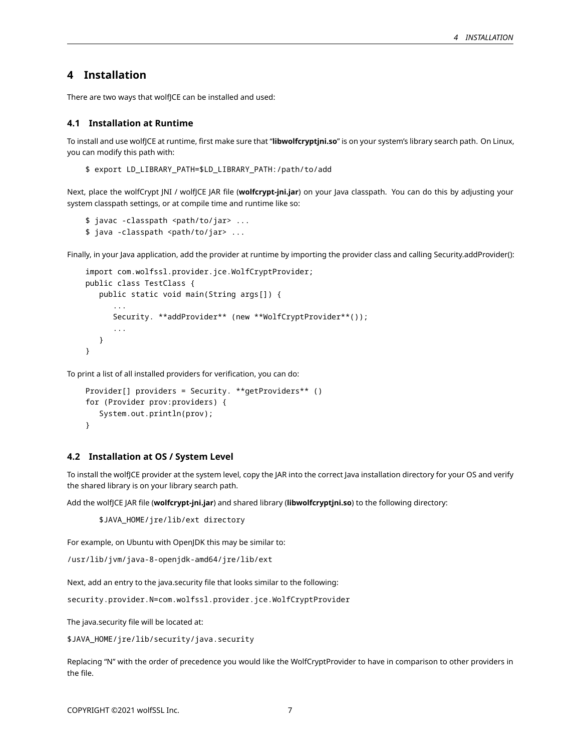# 4 Installation

There are two ways that wolfJCE can be installed and used:

## 4.1 Installation at Runtime

To install and use wolfJCE at runtime, first make sure that "**libwolfcryptjni.so**" is on your system's library search path. On Linux, you can modify this path with:

```
$ export LD_LIBRARY_PATH=$LD_LIBRARY_PATH:/path/to/add
```

Next, place the wolfCrypt JNI / wolfJCE JAR file (**wolfcrypt-jni.jar**) on your Java classpath. You can do this by adjusting your system classpath settings, or at compile time and runtime like so:

```
$ javac -classpath <path/to/jar> ...
$ java -classpath <path/to/jar> ...
```

Finally, in your Java application, add the provider at runtime by importing the provider class and calling Security.addProvider():

```
import com.wolfssl.provider.jce.WolfCryptProvider;
public class TestClass {
   public static void main(String args[]) {
      ...
      Security. **addProvider** (new **WolfCryptProvider**());
      ...
   }
}
```

To print a list of all installed providers for verification, you can do:

```
Provider[] providers = Security. **getProviders** ()
for (Provider prov:providers) {
   System.out.println(prov);
}
```

## 4.2 Installation at OS / System Level

To install the wolfJCE provider at the system level, copy the JAR into the correct Java installation directory for your OS and verify the shared library is on your library search path.

Add the wolfJCE JAR file (**wolfcrypt-jni.jar**) and shared library (**libwolfcryptjni.so**) to the following directory:

```
$JAVA_HOME/jre/lib/ext directory
```

For example, on Ubuntu with OpenJDK this may be similar to:

```
/usr/lib/jvm/java-8-openjdk-amd64/jre/lib/ext
```

Next, add an entry to the java.security file that looks similar to the following:

```
security.provider.N=com.wolfssl.provider.jce.WolfCryptProvider
```

The java.security file will be located at:

```
$JAVA_HOME/jre/lib/security/java.security
```

Replacing "N" with the order of precedence you would like the WolfCryptProvider to have in comparison to other providers in the file.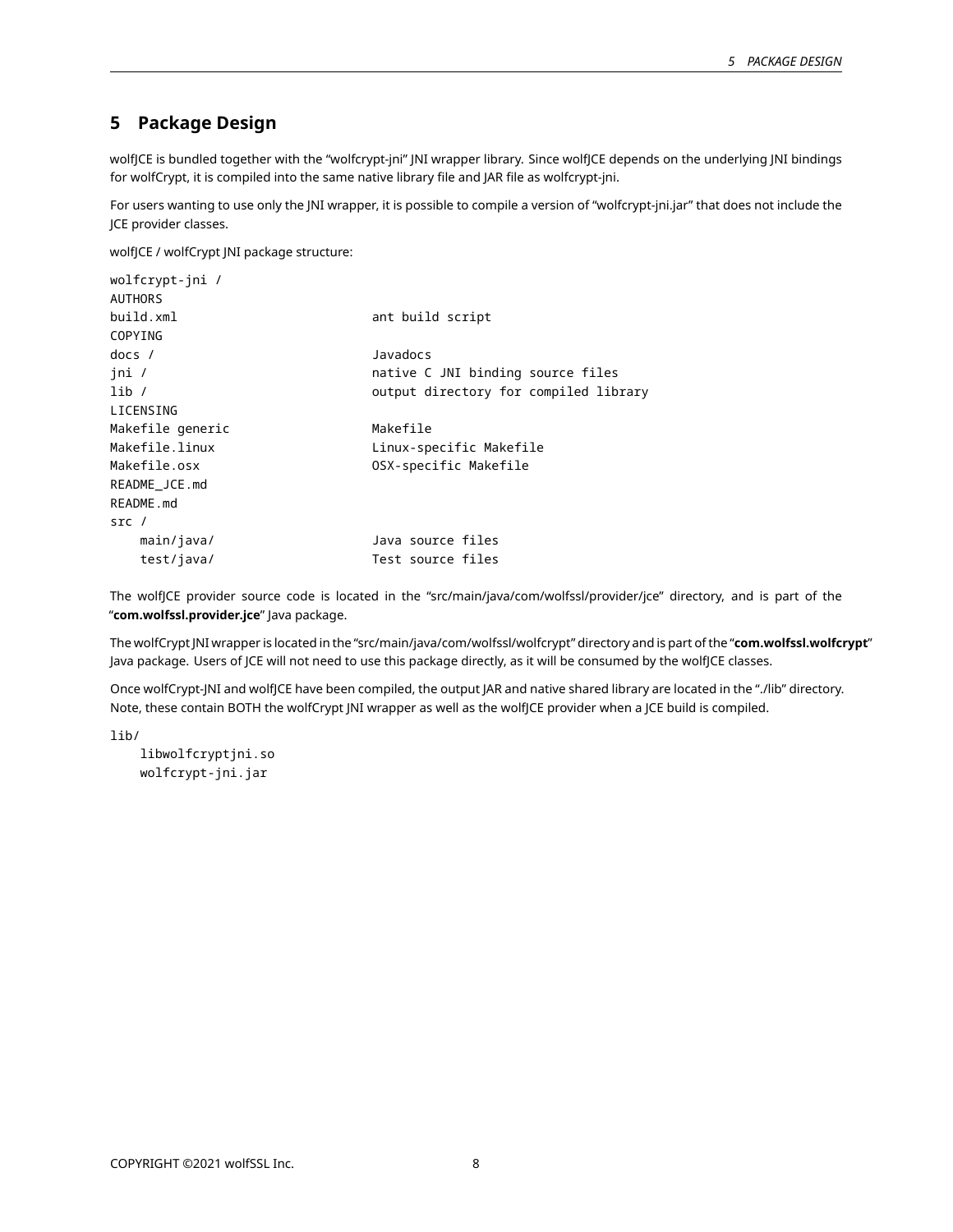# 5 Package Design

wolfJCE is bundled together with the "wolfcrypt-jni" JNI wrapper library. Since wolfJCE depends on the underlying JNI bindings for wolfCrypt, it is compiled into the same native library file and JAR file as wolfcrypt-jni.

For users wanting to use only the JNI wrapper, it is possible to compile a version of "wolfcrypt-jni.jar" that does not include the JCE provider classes.

wolfJCE / wolfCrypt JNI package structure:

```
wolfcrypt-jni /
AUTHORS
build.xml                          ant build script
COPYING
docs /                             Javadocs
jni /                              native C JNI binding source files
lib /                              output directory for compiled library
LICENSING
Makefile generic                   Makefile
Makefile.linux                     Linux-specific Makefile
Makefile.osx                       OSX-specific Makefile
README_JCE.md
README.md
src /
    main/java/                     Java source files
    test/java/                     Test source files
```

The wolfJCE provider source code is located in the "src/main/java/com/wolfssl/provider/jce" directory, and is part of the "**com.wolfssl.provider.jce**" Java package.

The wolfCrypt JNI wrapper is located in the "src/main/java/com/wolfssl/wolfcrypt" directory and is part of the "**com.wolfssl.wolfcrypt**" Java package. Users of JCE will not need to use this package directly, as it will be consumed by the wolfJCE classes.

Once wolfCrypt-JNI and wolfJCE have been compiled, the output JAR and native shared library are located in the "./lib" directory. Note, these contain BOTH the wolfCrypt JNI wrapper as well as the wolfJCE provider when a JCE build is compiled.

```
lib/
    libwolfcryptjni.so
    wolfcrypt-jni.jar
```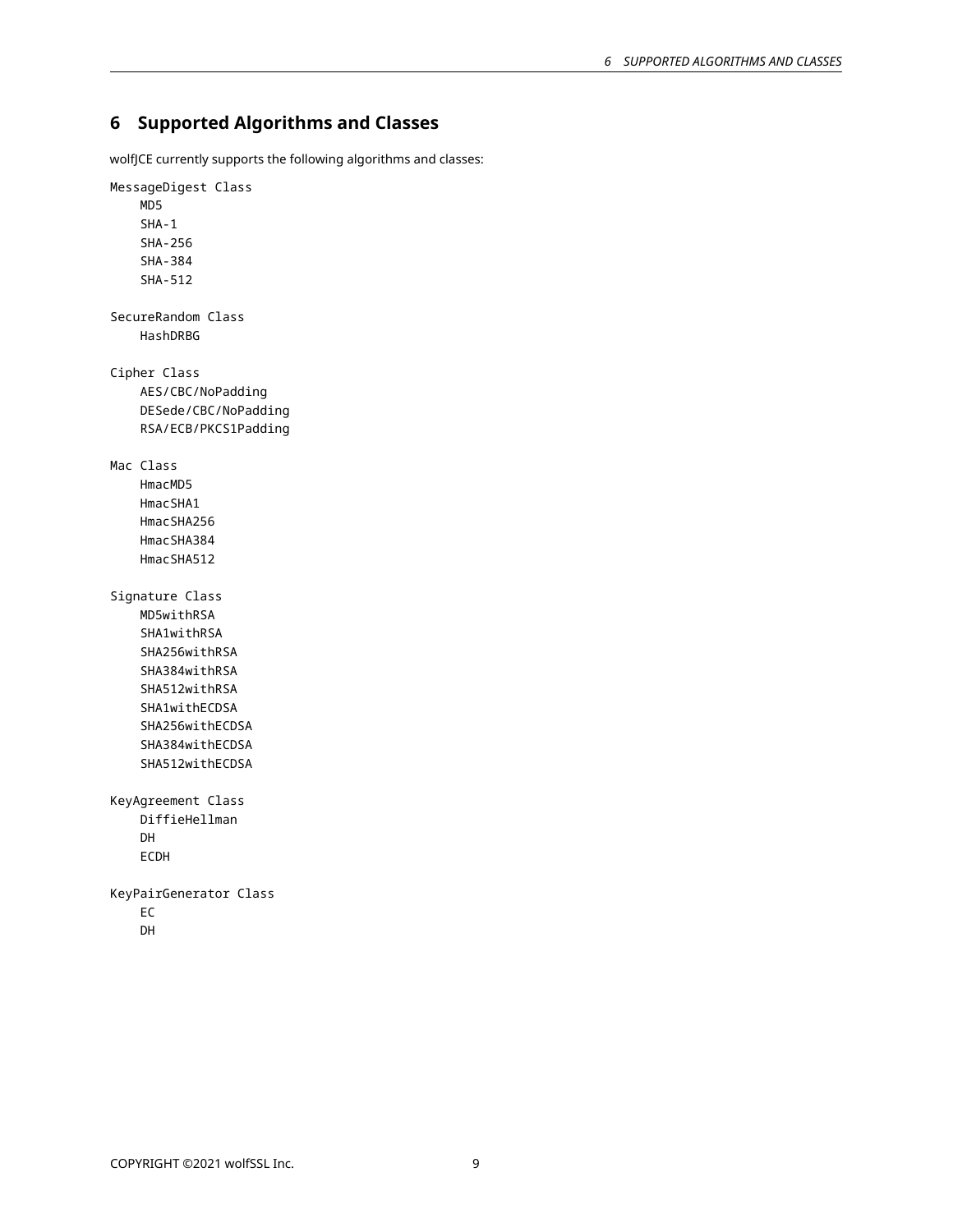# 6 Supported Algorithms and Classes

wolfJCE currently supports the following algorithms and classes:

```
MessageDigest Class
    MD5
    SHA-1
    SHA-256
    SHA-384
    SHA-512

SecureRandom Class
    HashDRBG

Cipher Class
    AES/CBC/NoPadding
    DESede/CBC/NoPadding
    RSA/ECB/PKCS1Padding

Mac Class
    HmacMD5
    HmacSHA1
    HmacSHA256
    HmacSHA384
    HmacSHA512

Signature Class
    MD5withRSA
    SHA1withRSA
    SHA256withRSA
    SHA384withRSA
    SHA512withRSA
    SHA1withECDSA
    SHA256withECDSA
    SHA384withECDSA
    SHA512withECDSA

KeyAgreement Class
    DiffieHellman
    DH
    ECDH

KeyPairGenerator Class
    EC
    DH
```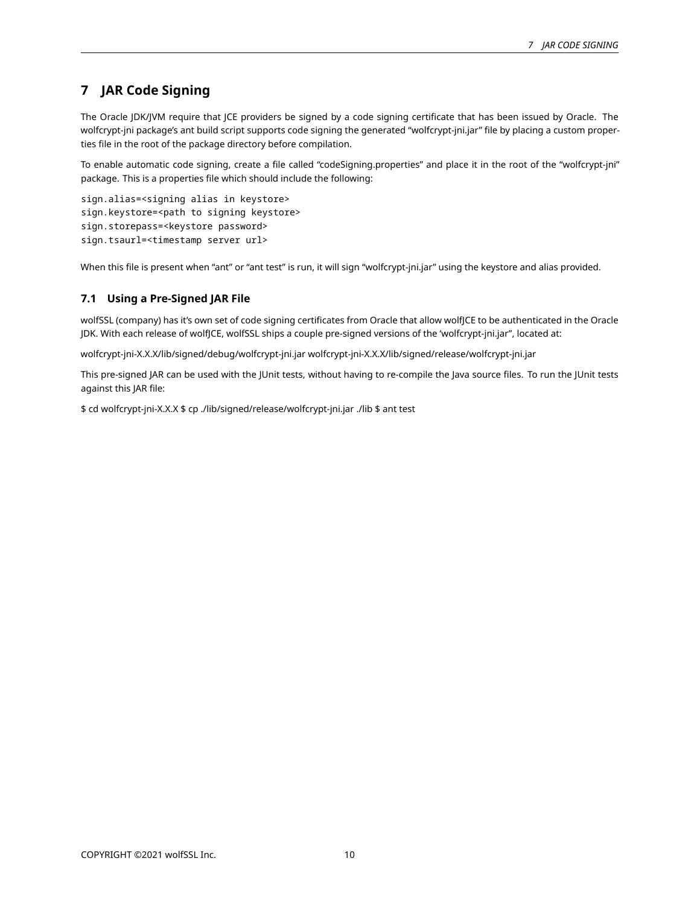# 7 JAR Code Signing

The Oracle JDK/JVM require that JCE providers be signed by a code signing certificate that has been issued by Oracle. The wolfcrypt-jni package's ant build script supports code signing the generated "wolfcrypt-jni.jar" file by placing a custom properties file in the root of the package directory before compilation.

To enable automatic code signing, create a file called "codeSigning.properties" and place it in the root of the "wolfcrypt-jni" package. This is a properties file which should include the following:

```
sign.alias=<signing alias in keystore>
sign.keystore=<path to signing keystore>
sign.storepass=<keystore password>
sign.tsaurl=<timestamp server url>
```

When this file is present when "ant" or "ant test" is run, it will sign "wolfcrypt-jni.jar" using the keystore and alias provided.

## 7.1 Using a Pre-Signed JAR File

wolfSSL (company) has it's own set of code signing certificates from Oracle that allow wolfJCE to be authenticated in the Oracle JDK. With each release of wolfJCE, wolfSSL ships a couple pre-signed versions of the 'wolfcrypt-jni.jar", located at:

wolfcrypt-jni-X.X.X/lib/signed/debug/wolfcrypt-jni.jar wolfcrypt-jni-X.X.X/lib/signed/release/wolfcrypt-jni.jar

This pre-signed JAR can be used with the JUnit tests, without having to re-compile the Java source files. To run the JUnit tests against this JAR file:

$ cd wolfcrypt-jni-X.X.X $ cp ./lib/signed/release/wolfcrypt-jni.jar ./lib $ ant test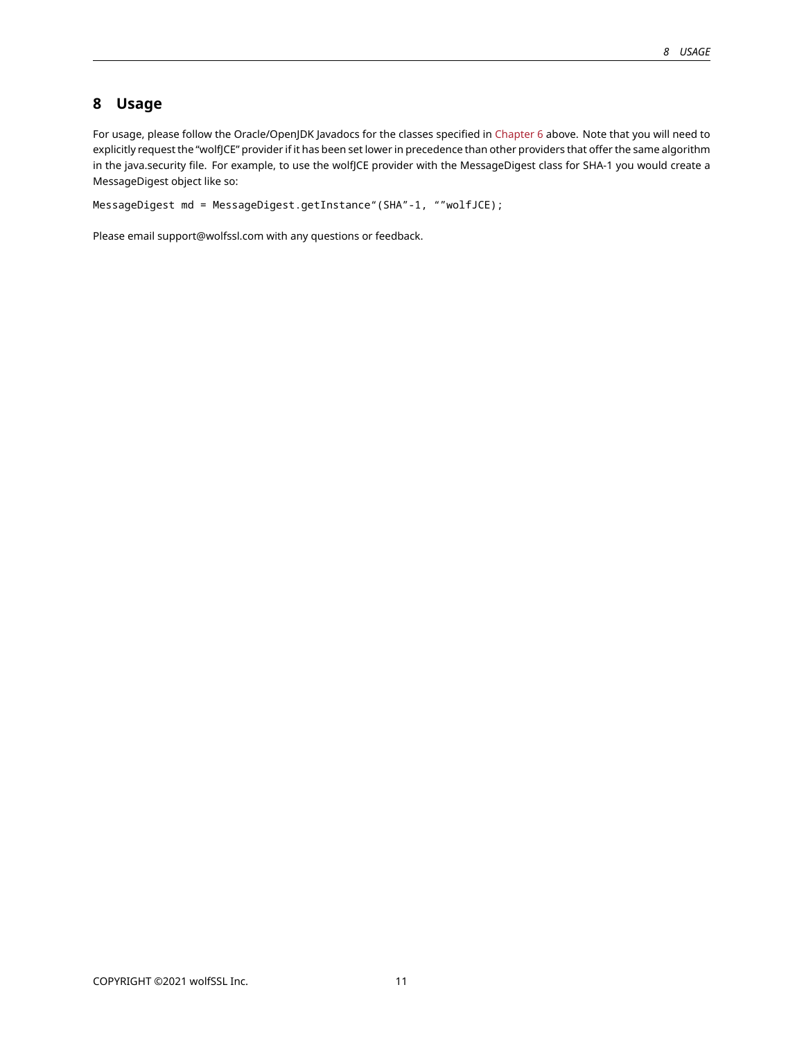# 8 Usage

For usage, please follow the Oracle/OpenJDK Javadocs for the classes specified in Chapter 6 above. Note that you will need to explicitly request the "wolfJCE" provider if it has been set lower in precedence than other providers that offer the same algorithm in the java.security file. For example, to use the wolfJCE provider with the MessageDigest class for SHA-1 you would create a MessageDigest object like so:

```
MessageDigest md = MessageDigest.getInstance“(SHA”-1, “”wolfJCE);
```

Please email support@wolfssl.com with any questions or feedback.